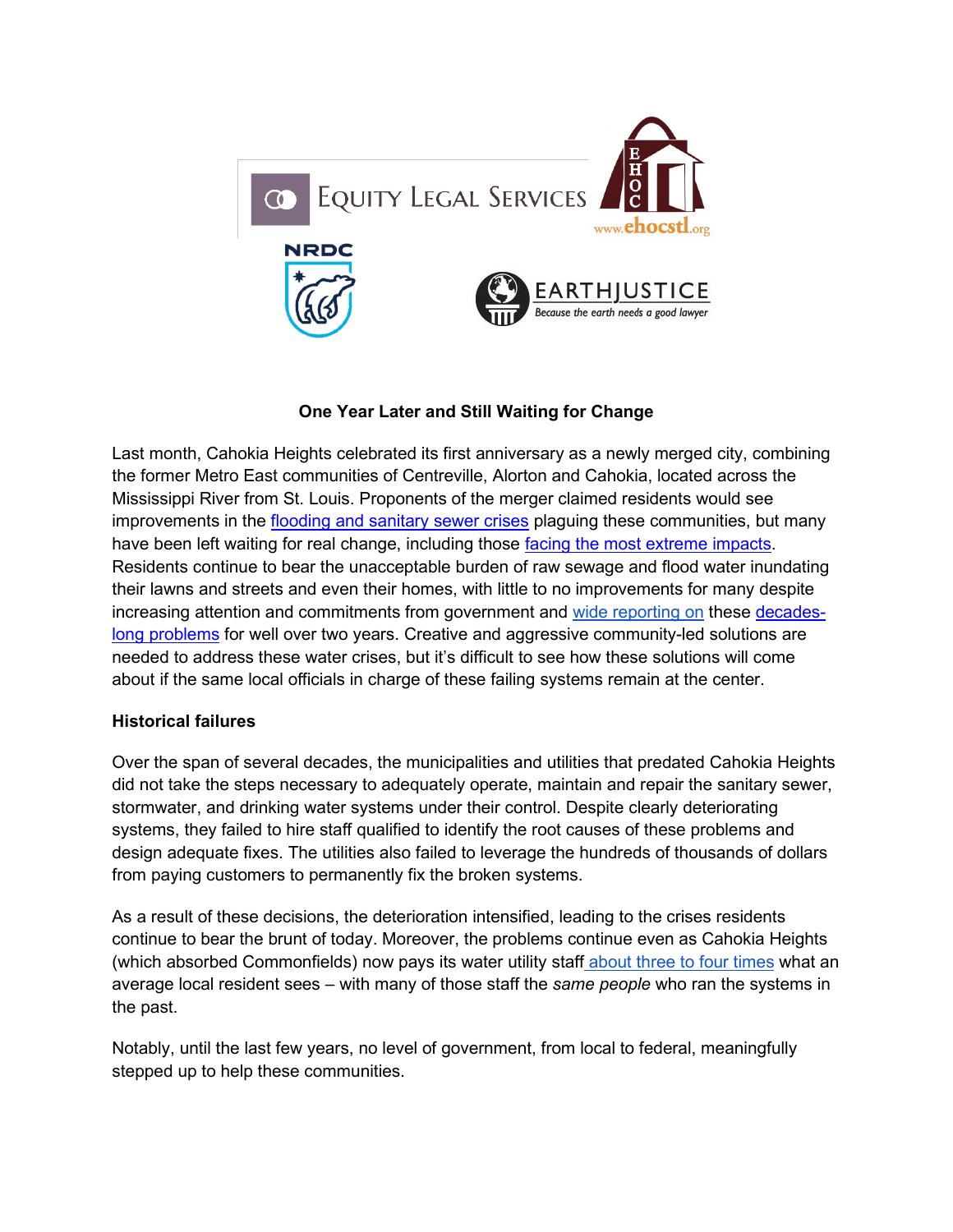Equity Legal Services

EHOC www.ehocstl.org

NRDC

EARTHJUSTICE
Because the earth needs a good lawyer

# One Year Later and Still Waiting for Change

Last month, Cahokia Heights celebrated its first anniversary as a newly merged city, combining the former Metro East communities of Centreville, Alorton and Cahokia, located across the Mississippi River from St. Louis. Proponents of the merger claimed residents would see improvements in the flooding and sanitary sewer crises plaguing these communities, but many have been left waiting for real change, including those facing the most extreme impacts. Residents continue to bear the unacceptable burden of raw sewage and flood water inundating their lawns and streets and even their homes, with little to no improvements for many despite increasing attention and commitments from government and wide reporting on these decades-long problems for well over two years. Creative and aggressive community-led solutions are needed to address these water crises, but it's difficult to see how these solutions will come about if the same local officials in charge of these failing systems remain at the center.

## Historical failures

Over the span of several decades, the municipalities and utilities that predated Cahokia Heights did not take the steps necessary to adequately operate, maintain and repair the sanitary sewer, stormwater, and drinking water systems under their control. Despite clearly deteriorating systems, they failed to hire staff qualified to identify the root causes of these problems and design adequate fixes. The utilities also failed to leverage the hundreds of thousands of dollars from paying customers to permanently fix the broken systems.

As a result of these decisions, the deterioration intensified, leading to the crises residents continue to bear the brunt of today. Moreover, the problems continue even as Cahokia Heights (which absorbed Commonfields) now pays its water utility staff about three to four times what an average local resident sees – with many of those staff the *same people* who ran the systems in the past.

Notably, until the last few years, no level of government, from local to federal, meaningfully stepped up to help these communities.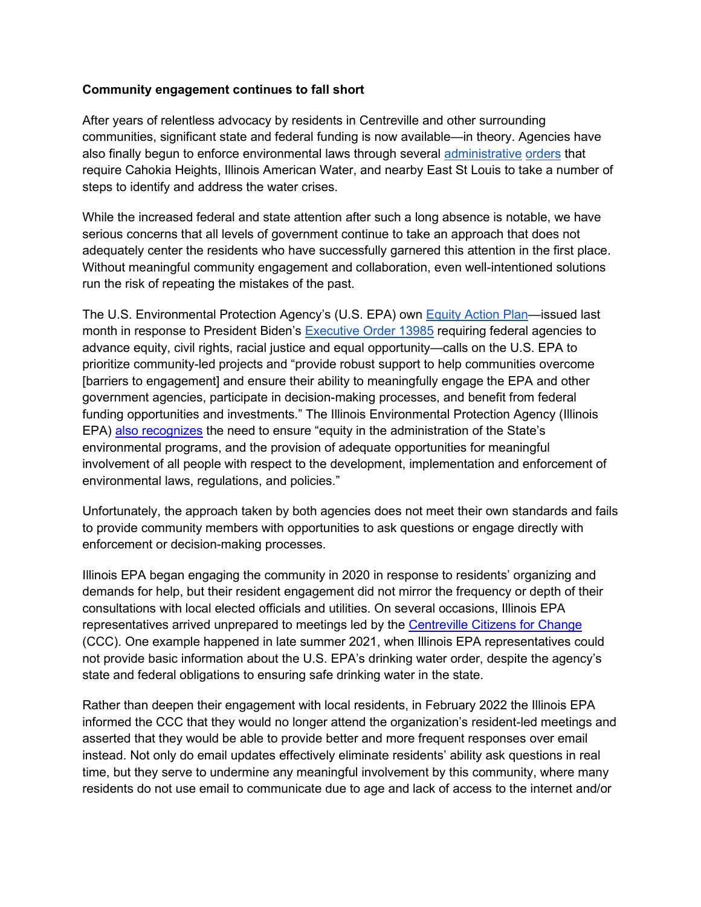**Community engagement continues to fall short**

After years of relentless advocacy by residents in Centreville and other surrounding communities, significant state and federal funding is now available—in theory. Agencies have also finally begun to enforce environmental laws through several administrative orders that require Cahokia Heights, Illinois American Water, and nearby East St Louis to take a number of steps to identify and address the water crises.

While the increased federal and state attention after such a long absence is notable, we have serious concerns that all levels of government continue to take an approach that does not adequately center the residents who have successfully garnered this attention in the first place. Without meaningful community engagement and collaboration, even well-intentioned solutions run the risk of repeating the mistakes of the past.

The U.S. Environmental Protection Agency's (U.S. EPA) own Equity Action Plan—issued last month in response to President Biden's Executive Order 13985 requiring federal agencies to advance equity, civil rights, racial justice and equal opportunity—calls on the U.S. EPA to prioritize community-led projects and "provide robust support to help communities overcome [barriers to engagement] and ensure their ability to meaningfully engage the EPA and other government agencies, participate in decision-making processes, and benefit from federal funding opportunities and investments." The Illinois Environmental Protection Agency (Illinois EPA) also recognizes the need to ensure "equity in the administration of the State's environmental programs, and the provision of adequate opportunities for meaningful involvement of all people with respect to the development, implementation and enforcement of environmental laws, regulations, and policies."

Unfortunately, the approach taken by both agencies does not meet their own standards and fails to provide community members with opportunities to ask questions or engage directly with enforcement or decision-making processes.

Illinois EPA began engaging the community in 2020 in response to residents' organizing and demands for help, but their resident engagement did not mirror the frequency or depth of their consultations with local elected officials and utilities. On several occasions, Illinois EPA representatives arrived unprepared to meetings led by the Centreville Citizens for Change (CCC). One example happened in late summer 2021, when Illinois EPA representatives could not provide basic information about the U.S. EPA's drinking water order, despite the agency's state and federal obligations to ensuring safe drinking water in the state.

Rather than deepen their engagement with local residents, in February 2022 the Illinois EPA informed the CCC that they would no longer attend the organization's resident-led meetings and asserted that they would be able to provide better and more frequent responses over email instead. Not only do email updates effectively eliminate residents' ability ask questions in real time, but they serve to undermine any meaningful involvement by this community, where many residents do not use email to communicate due to age and lack of access to the internet and/or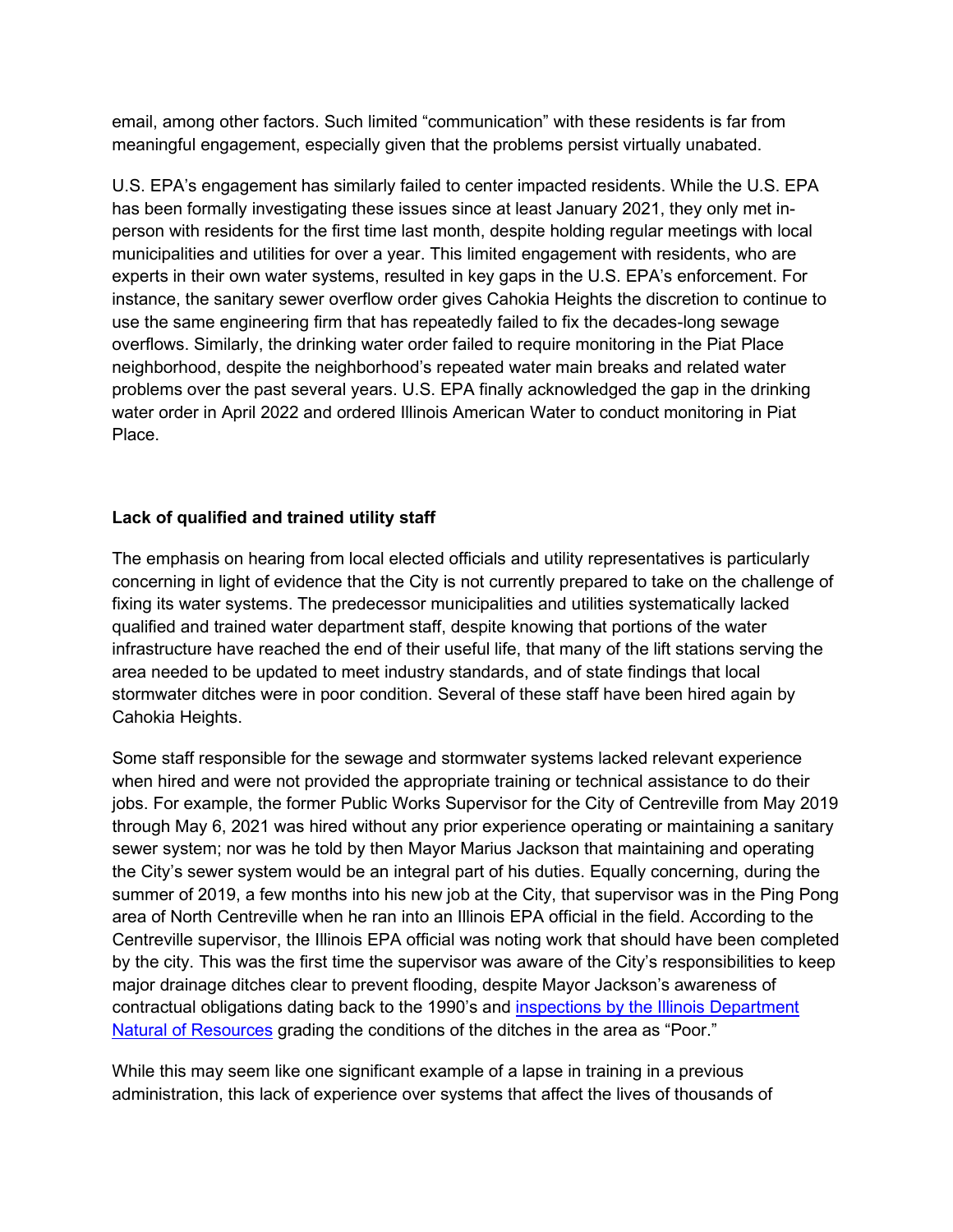email, among other factors. Such limited "communication" with these residents is far from meaningful engagement, especially given that the problems persist virtually unabated.

U.S. EPA's engagement has similarly failed to center impacted residents. While the U.S. EPA has been formally investigating these issues since at least January 2021, they only met in-person with residents for the first time last month, despite holding regular meetings with local municipalities and utilities for over a year. This limited engagement with residents, who are experts in their own water systems, resulted in key gaps in the U.S. EPA's enforcement. For instance, the sanitary sewer overflow order gives Cahokia Heights the discretion to continue to use the same engineering firm that has repeatedly failed to fix the decades-long sewage overflows. Similarly, the drinking water order failed to require monitoring in the Piat Place neighborhood, despite the neighborhood's repeated water main breaks and related water problems over the past several years. U.S. EPA finally acknowledged the gap in the drinking water order in April 2022 and ordered Illinois American Water to conduct monitoring in Piat Place.

**Lack of qualified and trained utility staff**

The emphasis on hearing from local elected officials and utility representatives is particularly concerning in light of evidence that the City is not currently prepared to take on the challenge of fixing its water systems. The predecessor municipalities and utilities systematically lacked qualified and trained water department staff, despite knowing that portions of the water infrastructure have reached the end of their useful life, that many of the lift stations serving the area needed to be updated to meet industry standards, and of state findings that local stormwater ditches were in poor condition. Several of these staff have been hired again by Cahokia Heights.

Some staff responsible for the sewage and stormwater systems lacked relevant experience when hired and were not provided the appropriate training or technical assistance to do their jobs. For example, the former Public Works Supervisor for the City of Centreville from May 2019 through May 6, 2021 was hired without any prior experience operating or maintaining a sanitary sewer system; nor was he told by then Mayor Marius Jackson that maintaining and operating the City's sewer system would be an integral part of his duties. Equally concerning, during the summer of 2019, a few months into his new job at the City, that supervisor was in the Ping Pong area of North Centreville when he ran into an Illinois EPA official in the field. According to the Centreville supervisor, the Illinois EPA official was noting work that should have been completed by the city. This was the first time the supervisor was aware of the City's responsibilities to keep major drainage ditches clear to prevent flooding, despite Mayor Jackson's awareness of contractual obligations dating back to the 1990's and [inspections by the Illinois Department Natural of Resources]() grading the conditions of the ditches in the area as "Poor."

While this may seem like one significant example of a lapse in training in a previous administration, this lack of experience over systems that affect the lives of thousands of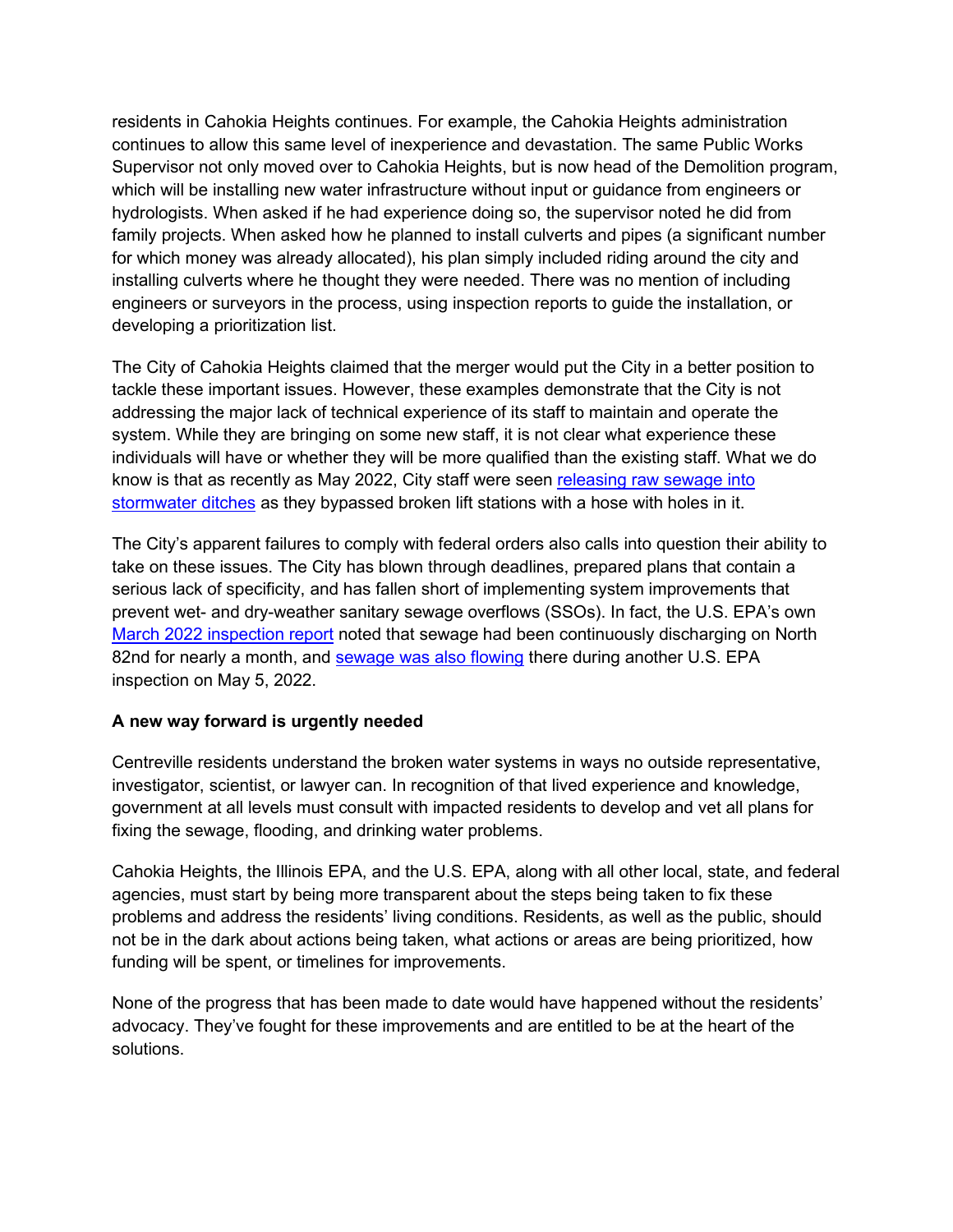residents in Cahokia Heights continues. For example, the Cahokia Heights administration continues to allow this same level of inexperience and devastation. The same Public Works Supervisor not only moved over to Cahokia Heights, but is now head of the Demolition program, which will be installing new water infrastructure without input or guidance from engineers or hydrologists. When asked if he had experience doing so, the supervisor noted he did from family projects. When asked how he planned to install culverts and pipes (a significant number for which money was already allocated), his plan simply included riding around the city and installing culverts where he thought they were needed. There was no mention of including engineers or surveyors in the process, using inspection reports to guide the installation, or developing a prioritization list.

The City of Cahokia Heights claimed that the merger would put the City in a better position to tackle these important issues. However, these examples demonstrate that the City is not addressing the major lack of technical experience of its staff to maintain and operate the system. While they are bringing on some new staff, it is not clear what experience these individuals will have or whether they will be more qualified than the existing staff. What we do know is that as recently as May 2022, City staff were seen releasing raw sewage into stormwater ditches as they bypassed broken lift stations with a hose with holes in it.

The City's apparent failures to comply with federal orders also calls into question their ability to take on these issues. The City has blown through deadlines, prepared plans that contain a serious lack of specificity, and has fallen short of implementing system improvements that prevent wet- and dry-weather sanitary sewage overflows (SSOs). In fact, the U.S. EPA's own March 2022 inspection report noted that sewage had been continuously discharging on North 82nd for nearly a month, and sewage was also flowing there during another U.S. EPA inspection on May 5, 2022.

**A new way forward is urgently needed**

Centreville residents understand the broken water systems in ways no outside representative, investigator, scientist, or lawyer can. In recognition of that lived experience and knowledge, government at all levels must consult with impacted residents to develop and vet all plans for fixing the sewage, flooding, and drinking water problems.

Cahokia Heights, the Illinois EPA, and the U.S. EPA, along with all other local, state, and federal agencies, must start by being more transparent about the steps being taken to fix these problems and address the residents' living conditions. Residents, as well as the public, should not be in the dark about actions being taken, what actions or areas are being prioritized, how funding will be spent, or timelines for improvements.

None of the progress that has been made to date would have happened without the residents' advocacy. They've fought for these improvements and are entitled to be at the heart of the solutions.